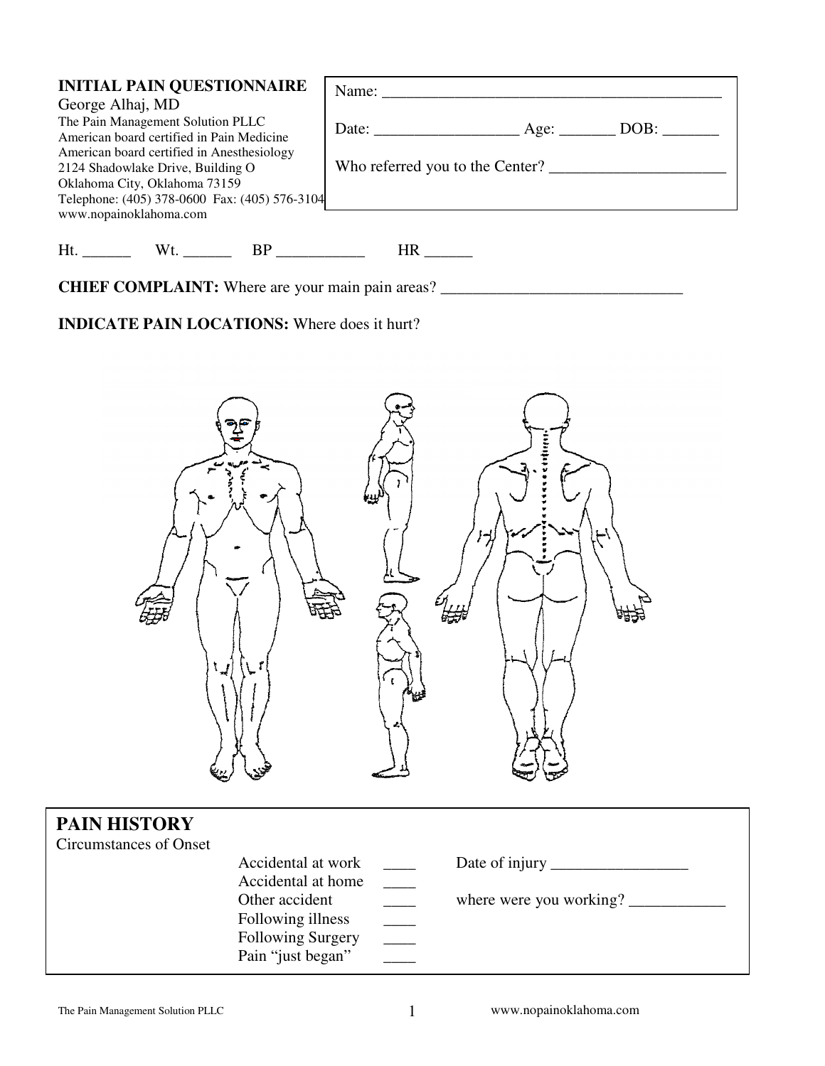# INITIAL PAIN QUESTIONNAIRE

George Alhaj, MD
The Pain Management Solution PLLC
American board certified in Pain Medicine
American board certified in Anesthesiology
2124 Shadowlake Drive, Building O
Oklahoma City, Oklahoma 73159
Telephone: (405) 378-0600 Fax: (405) 576-3104
www.nopainoklahoma.com

Name: ________________________________________

Date: _________________ Age: _______ DOB: _______

Who referred you to the Center? _____________________

Ht. ______ Wt. ______ BP ___________ HR ______

**CHIEF COMPLAINT:** Where are your main pain areas? ______________________________

**INDICATE PAIN LOCATIONS:** Where does it hurt?

## PAIN HISTORY

Circumstances of Onset

- Accidental at work ____ Date of injury ________________
- Accidental at home ____
- Other accident ____ where were you working? ____________
- Following illness ____
- Following Surgery ____
- Pain "just began" ____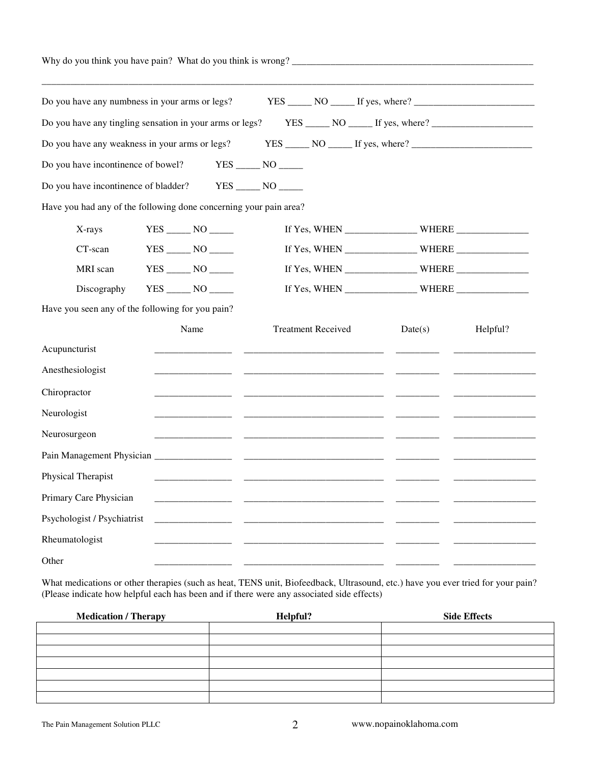Why do you think you have pain? What do you think is wrong? ___________________________________________________

_____________________________________________________________________________________________

Do you have any numbness in your arms or legs? YES _____ NO _____ If yes, where? ________________________

Do you have any tingling sensation in your arms or legs? YES _____ NO _____ If yes, where? ____________________

Do you have any weakness in your arms or legs? YES _____ NO _____ If yes, where? ________________________

Do you have incontinence of bowel? YES _____ NO _____

Do you have incontinence of bladder? YES _____ NO _____

Have you had any of the following done concerning your pain area?

| | | |
|---|---|---|
| X-rays | YES _____ NO _____ | If Yes, WHEN ______________ WHERE ______________ |
| CT-scan | YES _____ NO _____ | If Yes, WHEN ______________ WHERE ______________ |
| MRI scan | YES _____ NO _____ | If Yes, WHEN ______________ WHERE ______________ |
| Discography | YES _____ NO _____ | If Yes, WHEN ______________ WHERE ______________ |

Have you seen any of the following for you pain?

| | Name | Treatment Received | Date(s) | Helpful? |
|---|---|---|---|---|
| Acupuncturist | | | | |
| Anesthesiologist | | | | |
| Chiropractor | | | | |
| Neurologist | | | | |
| Neurosurgeon | | | | |
| Pain Management Physician | | | | |
| Physical Therapist | | | | |
| Primary Care Physician | | | | |
| Psychologist / Psychiatrist | | | | |
| Rheumatologist | | | | |
| Other | | | | |

What medications or other therapies (such as heat, TENS unit, Biofeedback, Ultrasound, etc.) have you ever tried for your pain? (Please indicate how helpful each has been and if there were any associated side effects)

| **Medication / Therapy** | **Helpful?** | **Side Effects** |
|---|---|---|
| | | |
| | | |
| | | |
| | | |
| | | |
| | | |
| | | |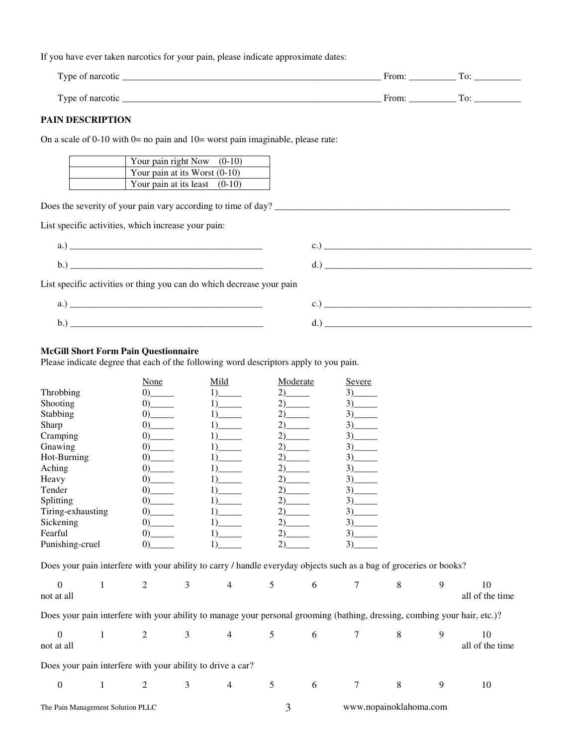If you have ever taken narcotics for your pain, please indicate approximate dates:

Type of narcotic ________________________________________________________ From: __________ To: __________

Type of narcotic ________________________________________________________ From: __________ To: __________

**PAIN DESCRIPTION**

On a scale of 0-10 with 0= no pain and 10= worst pain imaginable, please rate:

| | |
|---|---|
| | Your pain right Now (0-10) |
| | Your pain at its Worst (0-10) |
| | Your pain at its least (0-10) |

Does the severity of your pain vary according to time of day? _____________________________________________________

List specific activities, which increase your pain:

a.) __________________________________________ c.) _____________________________________________

b.) __________________________________________ d.) _____________________________________________

List specific activities or thing you can do which decrease your pain

a.) __________________________________________ c.) _____________________________________________

b.) __________________________________________ d.) _____________________________________________

**McGill Short Form Pain Questionnaire**
Please indicate degree that each of the following word descriptors apply to you pain.

| | None | Mild | Moderate | Severe |
|---|---|---|---|---|
| Throbbing | 0)_____ | 1)_____ | 2)_____ | 3)_____ |
| Shooting | 0)_____ | 1)_____ | 2)_____ | 3)_____ |
| Stabbing | 0)_____ | 1)_____ | 2)_____ | 3)_____ |
| Sharp | 0)_____ | 1)_____ | 2)_____ | 3)_____ |
| Cramping | 0)_____ | 1)_____ | 2)_____ | 3)_____ |
| Gnawing | 0)_____ | 1)_____ | 2)_____ | 3)_____ |
| Hot-Burning | 0)_____ | 1)_____ | 2)_____ | 3)_____ |
| Aching | 0)_____ | 1)_____ | 2)_____ | 3)_____ |
| Heavy | 0)_____ | 1)_____ | 2)_____ | 3)_____ |
| Tender | 0)_____ | 1)_____ | 2)_____ | 3)_____ |
| Splitting | 0)_____ | 1)_____ | 2)_____ | 3)_____ |
| Tiring-exhausting | 0)_____ | 1)_____ | 2)_____ | 3)_____ |
| Sickening | 0)_____ | 1)_____ | 2)_____ | 3)_____ |
| Fearful | 0)_____ | 1)_____ | 2)_____ | 3)_____ |
| Punishing-cruel | 0)_____ | 1)_____ | 2)_____ | 3)_____ |

Does your pain interfere with your ability to carry / handle everyday objects such as a bag of groceries or books?

0 1 2 3 4 5 6 7 8 9 10
not at all — all of the time

Does your pain interfere with your ability to manage your personal grooming (bathing, dressing, combing your hair, etc.)?

0 1 2 3 4 5 6 7 8 9 10
not at all — all of the time

Does your pain interfere with your ability to drive a car?

0 1 2 3 4 5 6 7 8 9 10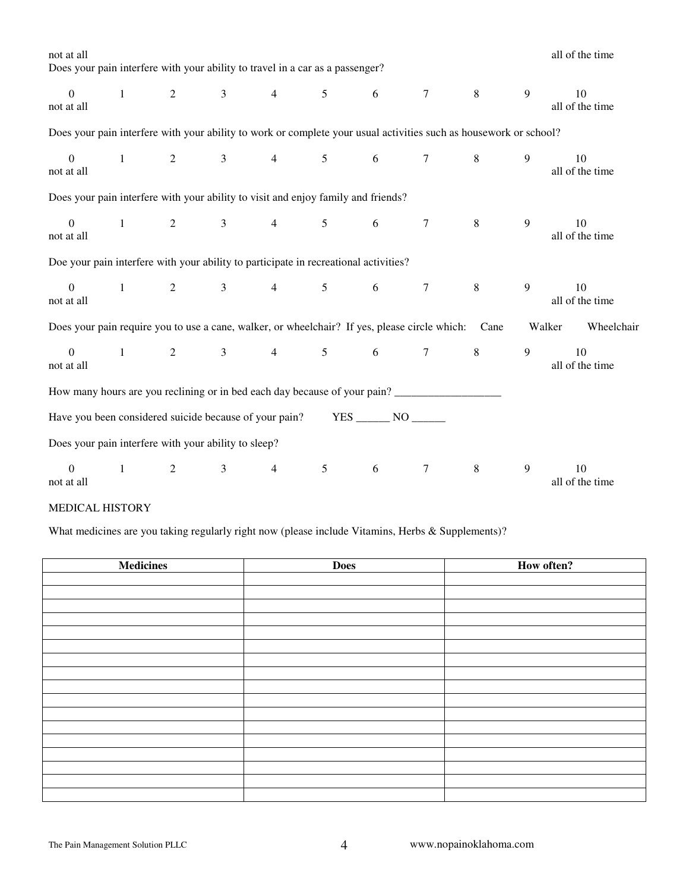not at all all of the time

Does your pain interfere with your ability to travel in a car as a passenger?

| 0 | 1 | 2 | 3 | 4 | 5 | 6 | 7 | 8 | 9 | 10 |
|---|---|---|---|---|---|---|---|---|---|---|
| not at all | | | | | | | | | | all of the time |

Does your pain interfere with your ability to work or complete your usual activities such as housework or school?

| 0 | 1 | 2 | 3 | 4 | 5 | 6 | 7 | 8 | 9 | 10 |
|---|---|---|---|---|---|---|---|---|---|---|
| not at all | | | | | | | | | | all of the time |

Does your pain interfere with your ability to visit and enjoy family and friends?

| 0 | 1 | 2 | 3 | 4 | 5 | 6 | 7 | 8 | 9 | 10 |
|---|---|---|---|---|---|---|---|---|---|---|
| not at all | | | | | | | | | | all of the time |

Doe your pain interfere with your ability to participate in recreational activities?

| 0 | 1 | 2 | 3 | 4 | 5 | 6 | 7 | 8 | 9 | 10 |
|---|---|---|---|---|---|---|---|---|---|---|
| not at all | | | | | | | | | | all of the time |

Does your pain require you to use a cane, walker, or wheelchair? If yes, please circle which: Cane Walker Wheelchair

| 0 | 1 | 2 | 3 | 4 | 5 | 6 | 7 | 8 | 9 | 10 |
|---|---|---|---|---|---|---|---|---|---|---|
| not at all | | | | | | | | | | all of the time |

How many hours are you reclining or in bed each day because of your pain? ___________________

Have you been considered suicide because of your pain? YES ______ NO ______

Does your pain interfere with your ability to sleep?

| 0 | 1 | 2 | 3 | 4 | 5 | 6 | 7 | 8 | 9 | 10 |
|---|---|---|---|---|---|---|---|---|---|---|
| not at all | | | | | | | | | | all of the time |

MEDICAL HISTORY

What medicines are you taking regularly right now (please include Vitamins, Herbs & Supplements)?

| Medicines | Does | How often? |
|---|---|---|
| | | |
| | | |
| | | |
| | | |
| | | |
| | | |
| | | |
| | | |
| | | |
| | | |
| | | |
| | | |
| | | |
| | | |
| | | |
| | | |
| | | |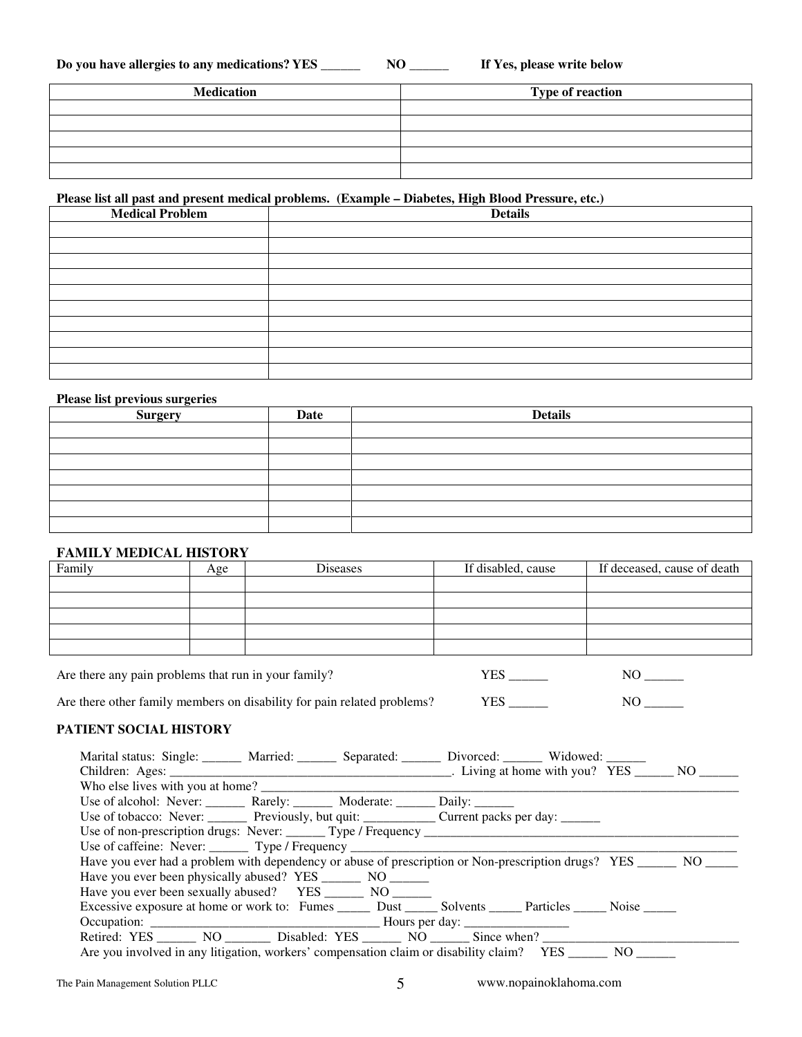**Do you have allergies to any medications? YES ______ NO ______ If Yes, please write below**

| Medication | Type of reaction |
|---|---|
| | |
| | |
| | |
| | |
| | |

**Please list all past and present medical problems. (Example – Diabetes, High Blood Pressure, etc.)**

| Medical Problem | Details |
|---|---|
| | |
| | |
| | |
| | |
| | |
| | |
| | |
| | |
| | |
| | |

**Please list previous surgeries**

| Surgery | Date | Details |
|---|---|---|
| | | |
| | | |
| | | |
| | | |
| | | |
| | | |
| | | |

## FAMILY MEDICAL HISTORY

| Family | Age | Diseases | If disabled, cause | If deceased, cause of death |
|---|---|---|---|---|
| | | | | |
| | | | | |
| | | | | |
| | | | | |
| | | | | |

Are there any pain problems that run in your family? YES ______ NO ______

Are there other family members on disability for pain related problems? YES ______ NO ______

## PATIENT SOCIAL HISTORY

Marital status: Single: ______ Married: ______ Separated: ______ Divorced: ______ Widowed: ______

Children: Ages: ____________________________________________. Living at home with you? YES ______ NO ______

Who else lives with you at home? ________________________________________________________________________

Use of alcohol: Never: ______ Rarely: ______ Moderate: ______ Daily: ______

Use of tobacco: Never: ______ Previously, but quit: ___________ Current packs per day: ______

Use of non-prescription drugs: Never: ______ Type / Frequency ____________________________________________________

Use of caffeine: Never: ______ Type / Frequency ________________________________________________________

Have you ever had a problem with dependency or abuse of prescription or Non-prescription drugs? YES ______ NO _____

Have you ever been physically abused? YES ______ NO ______

Have you ever been sexually abused? YES ______ NO ______

Excessive exposure at home or work to: Fumes _____ Dust _____ Solvents _____ Particles _____ Noise _____

Occupation: ___________________________________ Hours per day: ________________

Retired: YES ______ NO _______ Disabled: YES ______ NO ______ Since when? ______________________________

Are you involved in any litigation, workers' compensation claim or disability claim? YES ______ NO ______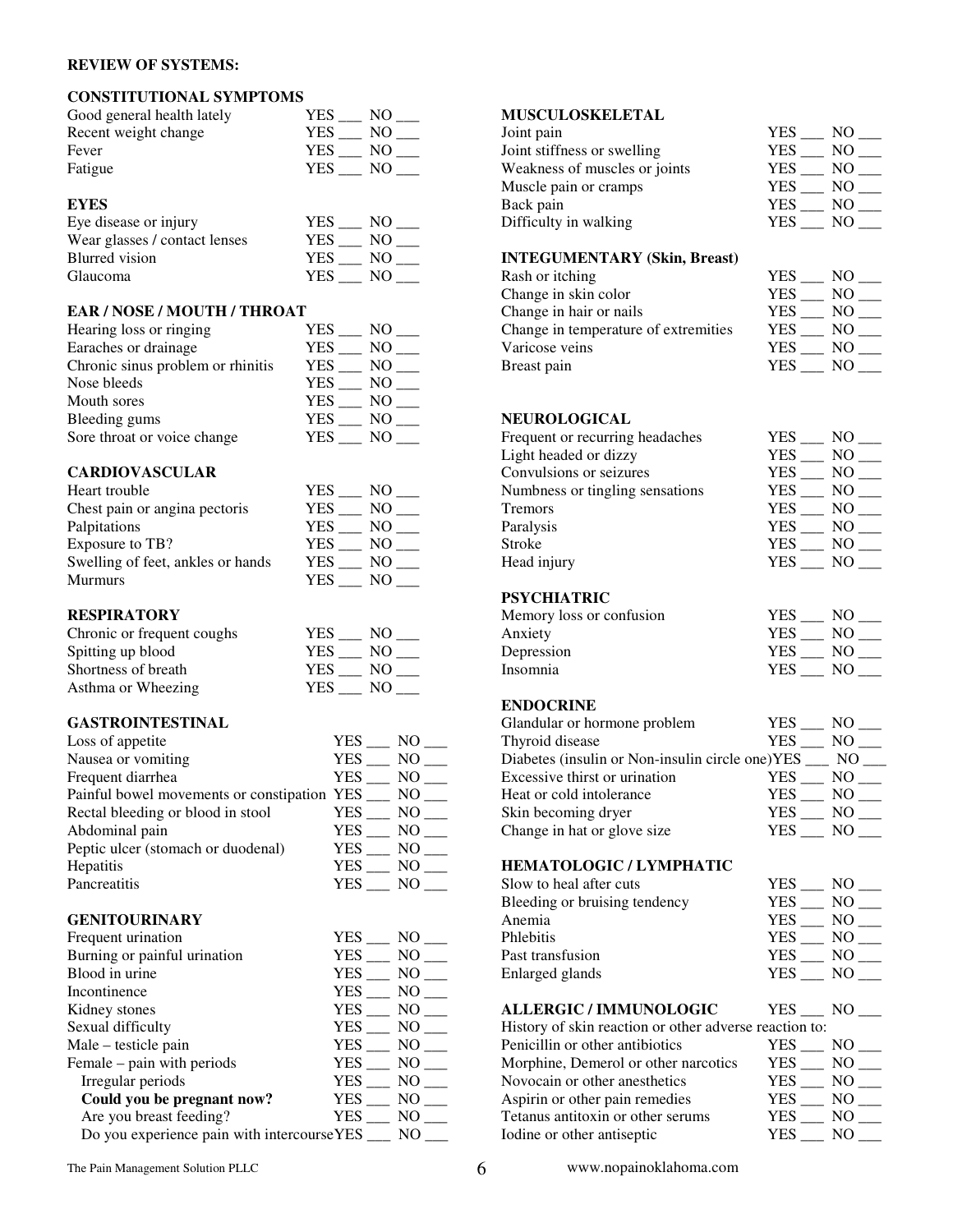**REVIEW OF SYSTEMS:**

**CONSTITUTIONAL SYMPTOMS**

| | |
|---|---|
| Good general health lately | YES ___ NO ___ |
| Recent weight change | YES ___ NO ___ |
| Fever | YES ___ NO ___ |
| Fatigue | YES ___ NO ___ |

**EYES**

| | |
|---|---|
| Eye disease or injury | YES ___ NO ___ |
| Wear glasses / contact lenses | YES ___ NO ___ |
| Blurred vision | YES ___ NO ___ |
| Glaucoma | YES ___ NO ___ |

**EAR / NOSE / MOUTH / THROAT**

| | |
|---|---|
| Hearing loss or ringing | YES ___ NO ___ |
| Earaches or drainage | YES ___ NO ___ |
| Chronic sinus problem or rhinitis | YES ___ NO ___ |
| Nose bleeds | YES ___ NO ___ |
| Mouth sores | YES ___ NO ___ |
| Bleeding gums | YES ___ NO ___ |
| Sore throat or voice change | YES ___ NO ___ |

**CARDIOVASCULAR**

| | |
|---|---|
| Heart trouble | YES ___ NO ___ |
| Chest pain or angina pectoris | YES ___ NO ___ |
| Palpitations | YES ___ NO ___ |
| Exposure to TB? | YES ___ NO ___ |
| Swelling of feet, ankles or hands | YES ___ NO ___ |
| Murmurs | YES ___ NO ___ |

**RESPIRATORY**

| | |
|---|---|
| Chronic or frequent coughs | YES ___ NO ___ |
| Spitting up blood | YES ___ NO ___ |
| Shortness of breath | YES ___ NO ___ |
| Asthma or Wheezing | YES ___ NO ___ |

**GASTROINTESTINAL**

| | |
|---|---|
| Loss of appetite | YES ___ NO ___ |
| Nausea or vomiting | YES ___ NO ___ |
| Frequent diarrhea | YES ___ NO ___ |
| Painful bowel movements or constipation | YES ___ NO ___ |
| Rectal bleeding or blood in stool | YES ___ NO ___ |
| Abdominal pain | YES ___ NO ___ |
| Peptic ulcer (stomach or duodenal) | YES ___ NO ___ |
| Hepatitis | YES ___ NO ___ |
| Pancreatitis | YES ___ NO ___ |

**GENITOURINARY**

| | |
|---|---|
| Frequent urination | YES ___ NO ___ |
| Burning or painful urination | YES ___ NO ___ |
| Blood in urine | YES ___ NO ___ |
| Incontinence | YES ___ NO ___ |
| Kidney stones | YES ___ NO ___ |
| Sexual difficulty | YES ___ NO ___ |
| Male – testicle pain | YES ___ NO ___ |
| Female – pain with periods | YES ___ NO ___ |
| Irregular periods | YES ___ NO ___ |
| **Could you be pregnant now?** | YES ___ NO ___ |
| Are you breast feeding? | YES ___ NO ___ |
| Do you experience pain with intercourse | YES ___ NO ___ |

**MUSCULOSKELETAL**

| | |
|---|---|
| Joint pain | YES ___ NO ___ |
| Joint stiffness or swelling | YES ___ NO ___ |
| Weakness of muscles or joints | YES ___ NO ___ |
| Muscle pain or cramps | YES ___ NO ___ |
| Back pain | YES ___ NO ___ |
| Difficulty in walking | YES ___ NO ___ |

**INTEGUMENTARY (Skin, Breast)**

| | |
|---|---|
| Rash or itching | YES ___ NO ___ |
| Change in skin color | YES ___ NO ___ |
| Change in hair or nails | YES ___ NO ___ |
| Change in temperature of extremities | YES ___ NO ___ |
| Varicose veins | YES ___ NO ___ |
| Breast pain | YES ___ NO ___ |

**NEUROLOGICAL**

| | |
|---|---|
| Frequent or recurring headaches | YES ___ NO ___ |
| Light headed or dizzy | YES ___ NO ___ |
| Convulsions or seizures | YES ___ NO ___ |
| Numbness or tingling sensations | YES ___ NO ___ |
| Tremors | YES ___ NO ___ |
| Paralysis | YES ___ NO ___ |
| Stroke | YES ___ NO ___ |
| Head injury | YES ___ NO ___ |

**PSYCHIATRIC**

| | |
|---|---|
| Memory loss or confusion | YES ___ NO ___ |
| Anxiety | YES ___ NO ___ |
| Depression | YES ___ NO ___ |
| Insomnia | YES ___ NO ___ |

**ENDOCRINE**

| | |
|---|---|
| Glandular or hormone problem | YES ___ NO ___ |
| Thyroid disease | YES ___ NO ___ |
| Diabetes (insulin or Non-insulin circle one) | YES ___ NO ___ |
| Excessive thirst or urination | YES ___ NO ___ |
| Heat or cold intolerance | YES ___ NO ___ |
| Skin becoming dryer | YES ___ NO ___ |
| Change in hat or glove size | YES ___ NO ___ |

**HEMATOLOGIC / LYMPHATIC**

| | |
|---|---|
| Slow to heal after cuts | YES ___ NO ___ |
| Bleeding or bruising tendency | YES ___ NO ___ |
| Anemia | YES ___ NO ___ |
| Phlebitis | YES ___ NO ___ |
| Past transfusion | YES ___ NO ___ |
| Enlarged glands | YES ___ NO ___ |

**ALLERGIC / IMMUNOLOGIC** YES ___ NO ___

History of skin reaction or other adverse reaction to:

| | |
|---|---|
| Penicillin or other antibiotics | YES ___ NO ___ |
| Morphine, Demerol or other narcotics | YES ___ NO ___ |
| Novocain or other anesthetics | YES ___ NO ___ |
| Aspirin or other pain remedies | YES ___ NO ___ |
| Tetanus antitoxin or other serums | YES ___ NO ___ |
| Iodine or other antiseptic | YES ___ NO ___ |